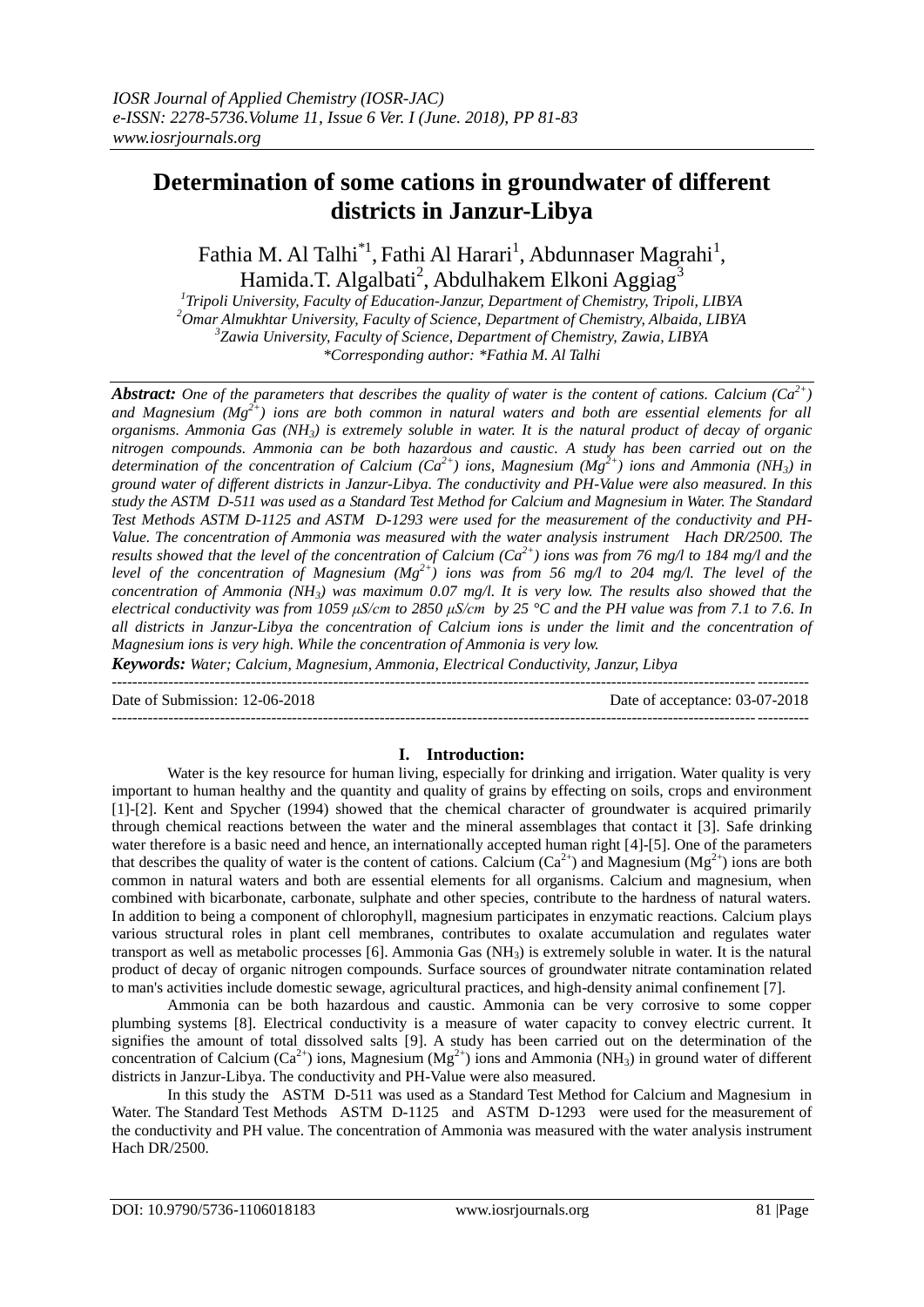# Determination of some cations in groundwater of different districts in Janzur-Libya

Fathia M. Al Talhi[*1], Fathi Al Harari[1], Abdunnaser Magrahi[1], Hamida.T. Algalbati[2], Abdulhakem Elkoni Aggiag[3]

[1]*Tripoli University, Faculty of Education-Janzur, Department of Chemistry, Tripoli, LIBYA*
[2]*Omar Almukhtar University, Faculty of Science, Department of Chemistry, Albaida, LIBYA*
[3]*Zawia University, Faculty of Science, Department of Chemistry, Zawia, LIBYA*
*\*Corresponding author: \*Fathia M. Al Talhi*

***Abstract:*** *One of the parameters that describes the quality of water is the content of cations. Calcium ($Ca^{2+}$) and Magnesium ($Mg^{2+}$) ions are both common in natural waters and both are essential elements for all organisms. Ammonia Gas ($NH_3$) is extremely soluble in water. It is the natural product of decay of organic nitrogen compounds. Ammonia can be both hazardous and caustic. A study has been carried out on the determination of the concentration of Calcium ($Ca^{2+}$) ions, Magnesium ($Mg^{2+}$) ions and Ammonia ($NH_3$) in ground water of different districts in Janzur-Libya. The conductivity and PH-Value were also measured. In this study the ASTM D-511 was used as a Standard Test Method for Calcium and Magnesium in Water. The Standard Test Methods ASTM D-1125 and ASTM D-1293 were used for the measurement of the conductivity and PH-Value. The concentration of Ammonia was measured with the water analysis instrument Hach DR/2500. The results showed that the level of the concentration of Calcium ($Ca^{2+}$) ions was from 76 mg/l to 184 mg/l and the level of the concentration of Magnesium ($Mg^{2+}$) ions was from 56 mg/l to 204 mg/l. The level of the concentration of Ammonia ($NH_3$) was maximum 0.07 mg/l. It is very low. The results also showed that the electrical conductivity was from 1059 μS/cm to 2850 μS/cm by 25 °C and the PH value was from 7.1 to 7.6. In all districts in Janzur-Libya the concentration of Calcium ions is under the limit and the concentration of Magnesium ions is very high. While the concentration of Ammonia is very low.*

***Keywords:*** *Water; Calcium, Magnesium, Ammonia, Electrical Conductivity, Janzur, Libya*

---

Date of Submission: 12-06-2018 Date of acceptance: 03-07-2018

---

## I. Introduction:

Water is the key resource for human living, especially for drinking and irrigation. Water quality is very important to human healthy and the quantity and quality of grains by effecting on soils, crops and environment [1]-[2]. Kent and Spycher (1994) showed that the chemical character of groundwater is acquired primarily through chemical reactions between the water and the mineral assemblages that contact it [3]. Safe drinking water therefore is a basic need and hence, an internationally accepted human right [4]-[5]. One of the parameters that describes the quality of water is the content of cations. Calcium ($Ca^{2+}$) and Magnesium ($Mg^{2+}$) ions are both common in natural waters and both are essential elements for all organisms. Calcium and magnesium, when combined with bicarbonate, carbonate, sulphate and other species, contribute to the hardness of natural waters. In addition to being a component of chlorophyll, magnesium participates in enzymatic reactions. Calcium plays various structural roles in plant cell membranes, contributes to oxalate accumulation and regulates water transport as well as metabolic processes [6]. Ammonia Gas ($NH_3$) is extremely soluble in water. It is the natural product of decay of organic nitrogen compounds. Surface sources of groundwater nitrate contamination related to man's activities include domestic sewage, agricultural practices, and high-density animal confinement [7].

Ammonia can be both hazardous and caustic. Ammonia can be very corrosive to some copper plumbing systems [8]. Electrical conductivity is a measure of water capacity to convey electric current. It signifies the amount of total dissolved salts [9]. A study has been carried out on the determination of the concentration of Calcium ($Ca^{2+}$) ions, Magnesium ($Mg^{2+}$) ions and Ammonia ($NH_3$) in ground water of different districts in Janzur-Libya. The conductivity and PH-Value were also measured.

In this study the ASTM D-511 was used as a Standard Test Method for Calcium and Magnesium in Water. The Standard Test Methods ASTM D-1125 and ASTM D-1293 were used for the measurement of the conductivity and PH value. The concentration of Ammonia was measured with the water analysis instrument Hach DR/2500.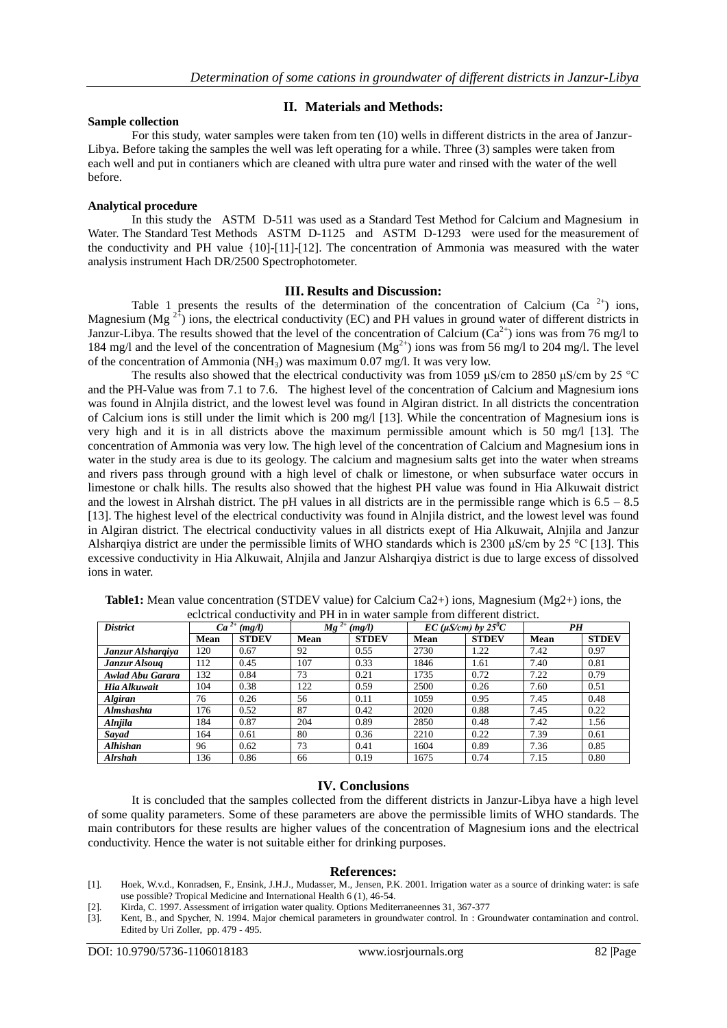## II. Materials and Methods:

**Sample collection**

For this study, water samples were taken from ten (10) wells in different districts in the area of Janzur-Libya. Before taking the samples the well was left operating for a while. Three (3) samples were taken from each well and put in contianers which are cleaned with ultra pure water and rinsed with the water of the well before.

**Analytical procedure**

In this study the ASTM D-511 was used as a Standard Test Method for Calcium and Magnesium in Water. The Standard Test Methods ASTM D-1125 and ASTM D-1293 were used for the measurement of the conductivity and PH value {10]-[11]-[12]. The concentration of Ammonia was measured with the water analysis instrument Hach DR/2500 Spectrophotometer.

## III. Results and Discussion:

Table 1 presents the results of the determination of the concentration of Calcium ($Ca^{2+}$) ions, Magnesium ($Mg^{2+}$) ions, the electrical conductivity (EC) and PH values in ground water of different districts in Janzur-Libya. The results showed that the level of the concentration of Calcium ($Ca^{2+}$) ions was from 76 mg/l to 184 mg/l and the level of the concentration of Magnesium ($Mg^{2+}$) ions was from 56 mg/l to 204 mg/l. The level of the concentration of Ammonia ($NH_3$) was maximum 0.07 mg/l. It was very low.

The results also showed that the electrical conductivity was from 1059 µS/cm to 2850 µS/cm by 25 °C and the PH-Value was from 7.1 to 7.6. The highest level of the concentration of Calcium and Magnesium ions was found in Alnjila district, and the lowest level was found in Algiran district. In all districts the concentration of Calcium ions is still under the limit which is 200 mg/l [13]. While the concentration of Magnesium ions is very high and it is in all districts above the maximum permissible amount which is 50 mg/l [13]. The concentration of Ammonia was very low. The high level of the concentration of Calcium and Magnesium ions in water in the study area is due to its geology. The calcium and magnesium salts get into the water when streams and rivers pass through ground with a high level of chalk or limestone, or when subsurface water occurs in limestone or chalk hills. The results also showed that the highest PH value was found in Hia Alkuwait district and the lowest in Alrshah district. The pH values in all districts are in the permissible range which is 6.5 – 8.5 [13]. The highest level of the electrical conductivity was found in Alnjila district, and the lowest level was found in Algiran district. The electrical conductivity values in all districts exept of Hia Alkuwait, Alnjila and Janzur Alsharqiya district are under the permissible limits of WHO standards which is 2300 µS/cm by 25 °C [13]. This excessive conductivity in Hia Alkuwait, Alnjila and Janzur Alsharqiya district is due to large excess of dissolved ions in water.

**Table1:** Mean value concentration (STDEV value) for Calcium Ca2+) ions, Magnesium (Mg2+) ions, the eclctrical conductivity and PH in in water sample from different district.

| *District* | *$Ca^{2+}$ (mg/l)* | | *$Mg^{2+}$ (mg/l)* | | *EC (µS/cm) by $25^0C$* | | *PH* | |
|---|---|---|---|---|---|---|---|---|
| | **Mean** | **STDEV** | **Mean** | **STDEV** | **Mean** | **STDEV** | **Mean** | **STDEV** |
| *Janzur Alsharqiya* | 120 | 0.67 | 92 | 0.55 | 2730 | 1.22 | 7.42 | 0.97 |
| *Janzur Alsouq* | 112 | 0.45 | 107 | 0.33 | 1846 | 1.61 | 7.40 | 0.81 |
| *Awlad Abu Garara* | 132 | 0.84 | 73 | 0.21 | 1735 | 0.72 | 7.22 | 0.79 |
| *Hia Alkuwait* | 104 | 0.38 | 122 | 0.59 | 2500 | 0.26 | 7.60 | 0.51 |
| *Algiran* | 76 | 0.26 | 56 | 0.11 | 1059 | 0.95 | 7.45 | 0.48 |
| *Almshashta* | 176 | 0.52 | 87 | 0.42 | 2020 | 0.88 | 7.45 | 0.22 |
| *Alnjila* | 184 | 0.87 | 204 | 0.89 | 2850 | 0.48 | 7.42 | 1.56 |
| *Sayad* | 164 | 0.61 | 80 | 0.36 | 2210 | 0.22 | 7.39 | 0.61 |
| *Alhishan* | 96 | 0.62 | 73 | 0.41 | 1604 | 0.89 | 7.36 | 0.85 |
| *Alrshah* | 136 | 0.86 | 66 | 0.19 | 1675 | 0.74 | 7.15 | 0.80 |

## IV. Conclusions

It is concluded that the samples collected from the different districts in Janzur-Libya have a high level of some quality parameters. Some of these parameters are above the permissible limits of WHO standards. The main contributors for these results are higher values of the concentration of Magnesium ions and the electrical conductivity. Hence the water is not suitable either for drinking purposes.

## References:

[1]. Hoek, W.v.d., Konradsen, F., Ensink, J.H.J., Mudasser, M., Jensen, P.K. 2001. Irrigation water as a source of drinking water: is safe use possible? Tropical Medicine and International Health 6 (1), 46-54.

[2]. Kirda, C. 1997. Assessment of irrigation water quality. Options Mediterraneennes 31, 367-377

[3]. Kent, B., and Spycher, N. 1994. Major chemical parameters in groundwater control. In : Groundwater contamination and control. Edited by Uri Zoller, pp. 479 - 495.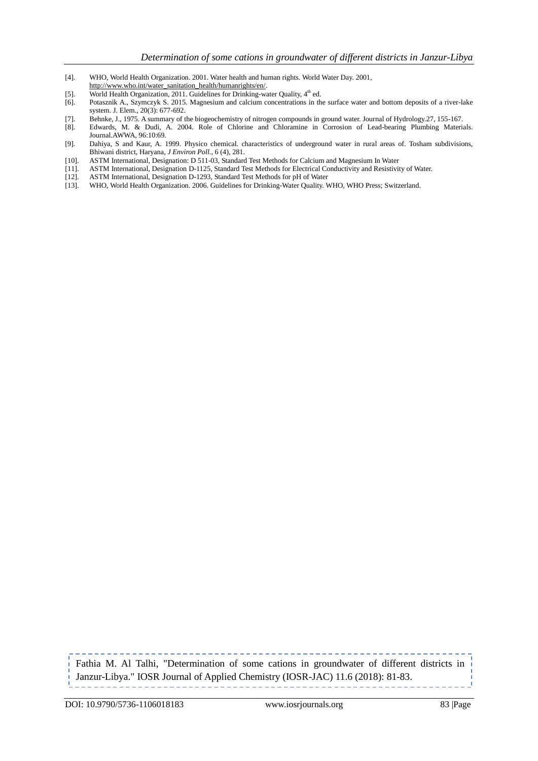[4]. WHO, World Health Organization. 2001. Water health and human rights. World Water Day. 2001, http://www.who.int/water_sanitation_health/humanrights/en/.

[5]. World Health Organization, 2011. Guidelines for Drinking-water Quality, 4th ed.

[6]. Potasznik A., Szymczyk S. 2015. Magnesium and calcium concentrations in the surface water and bottom deposits of a river-lake system. J. Elem., 20(3): 677-692.

[7]. Behnke, J., 1975. A summary of the biogeochemistry of nitrogen compounds in ground water. Journal of Hydrology.27, 155-167.

[8]. Edwards, M. & Dudi, A. 2004. Role of Chlorine and Chloramine in Corrosion of Lead-bearing Plumbing Materials. Journal.AWWA, 96:10:69.

[9]. Dahiya, S and Kaur, A. 1999. Physico chemical. characteristics of underground water in rural areas of. Tosham subdivisions, Bhiwani district, Haryana, *J Environ Poll.*, 6 (4), 281.

[10]. ASTM International, Designation: D 511-03, Standard Test Methods for Calcium and Magnesium In Water

[11]. ASTM International, Designation D-1125, Standard Test Methods for Electrical Conductivity and Resistivity of Water.

[12]. ASTM International, Designation D-1293, Standard Test Methods for pH of Water

[13]. WHO, World Health Organization. 2006. Guidelines for Drinking-Water Quality. WHO, WHO Press; Switzerland.

Fathia M. Al Talhi, "Determination of some cations in groundwater of different districts in Janzur-Libya." IOSR Journal of Applied Chemistry (IOSR-JAC) 11.6 (2018): 81-83.